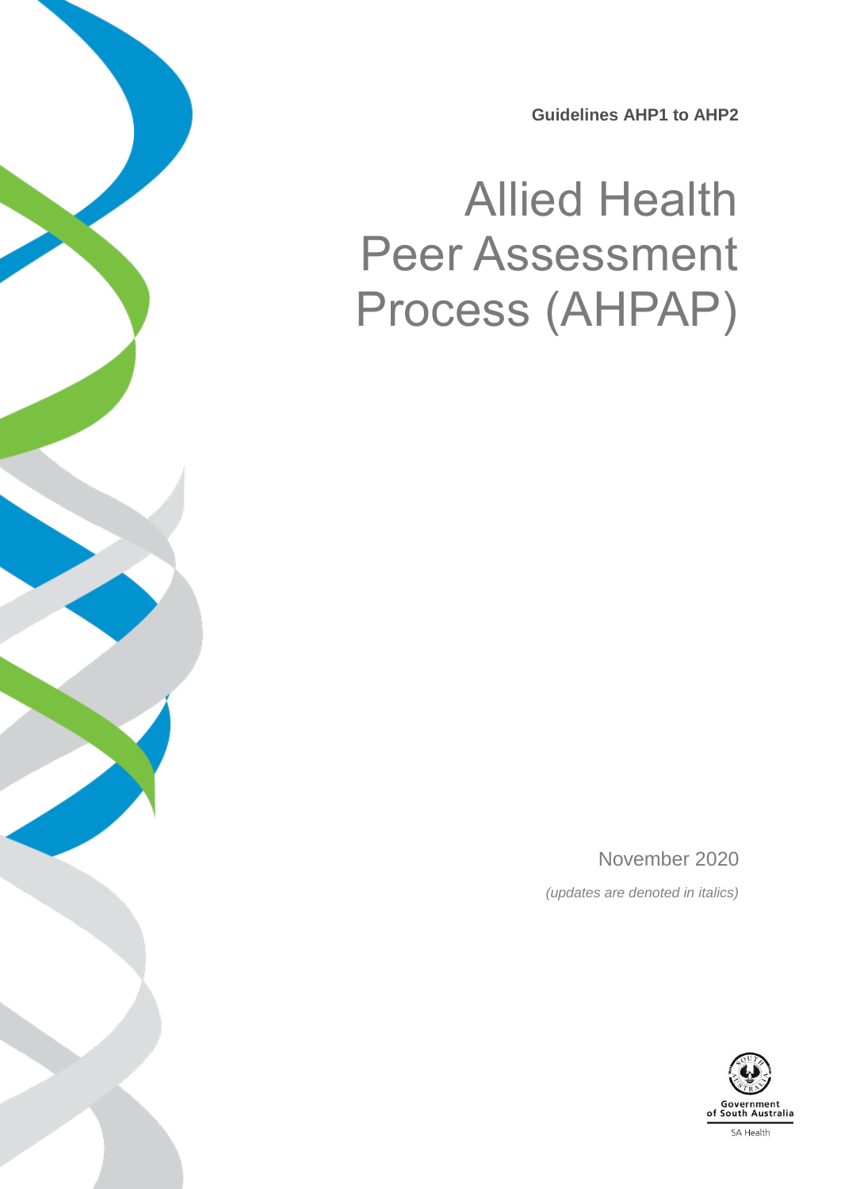**Guidelines AHP1 to AHP2**

# Allied Health Peer Assessment Process (AHPAP)

November 2020

*(updates are denoted in italics)*

Government of South Australia

SA Health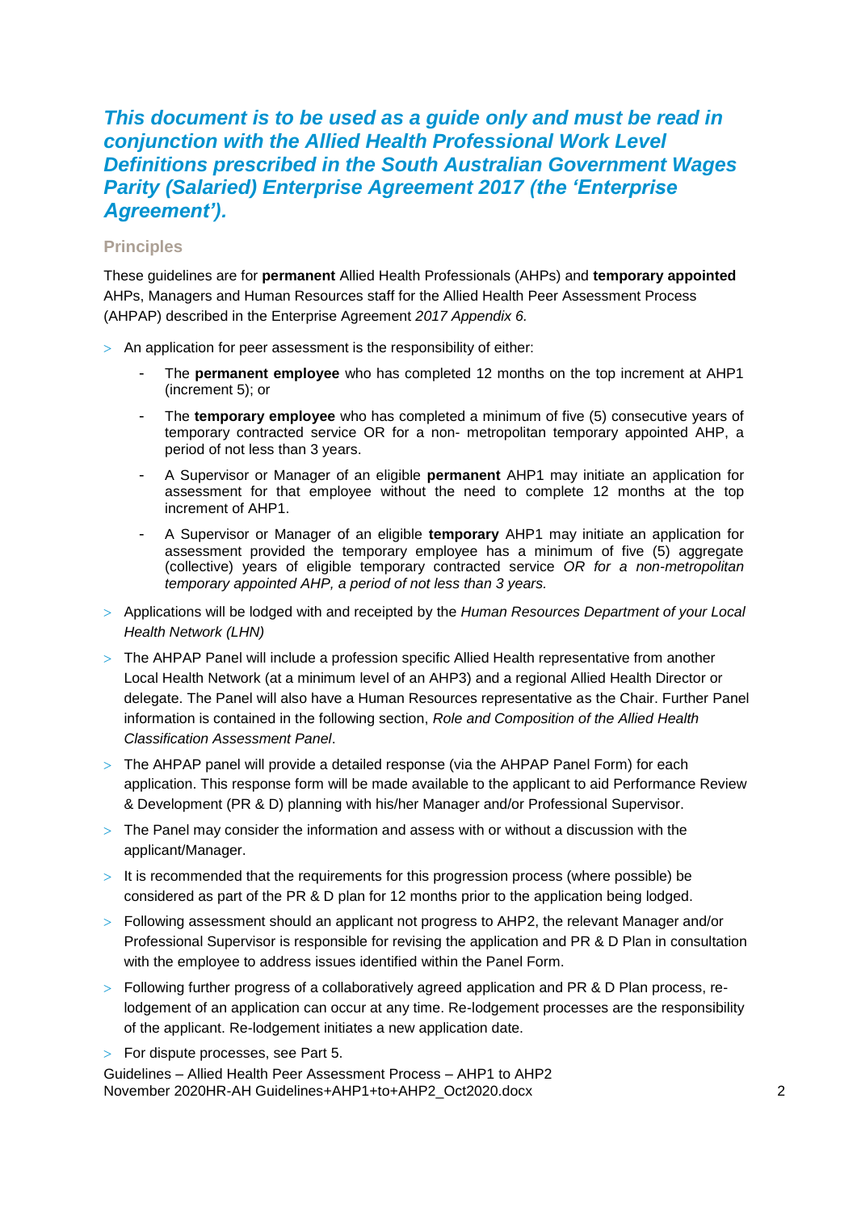***This document is to be used as a guide only and must be read in conjunction with the Allied Health Professional Work Level Definitions prescribed in the South Australian Government Wages Parity (Salaried) Enterprise Agreement 2017 (the 'Enterprise Agreement').***

## Principles

These guidelines are for **permanent** Allied Health Professionals (AHPs) and **temporary appointed** AHPs, Managers and Human Resources staff for the Allied Health Peer Assessment Process (AHPAP) described in the Enterprise Agreement *2017 Appendix 6.*

- An application for peer assessment is the responsibility of either:
  - The **permanent employee** who has completed 12 months on the top increment at AHP1 (increment 5); or
  - The **temporary employee** who has completed a minimum of five (5) consecutive years of temporary contracted service OR for a non- metropolitan temporary appointed AHP, a period of not less than 3 years.
  - A Supervisor or Manager of an eligible **permanent** AHP1 may initiate an application for assessment for that employee without the need to complete 12 months at the top increment of AHP1.
  - A Supervisor or Manager of an eligible **temporary** AHP1 may initiate an application for assessment provided the temporary employee has a minimum of five (5) aggregate (collective) years of eligible temporary contracted service *OR for a non-metropolitan temporary appointed AHP, a period of not less than 3 years.*
- Applications will be lodged with and receipted by the *Human Resources Department of your Local Health Network (LHN)*
- The AHPAP Panel will include a profession specific Allied Health representative from another Local Health Network (at a minimum level of an AHP3) and a regional Allied Health Director or delegate. The Panel will also have a Human Resources representative as the Chair. Further Panel information is contained in the following section, *Role and Composition of the Allied Health Classification Assessment Panel*.
- The AHPAP panel will provide a detailed response (via the AHPAP Panel Form) for each application. This response form will be made available to the applicant to aid Performance Review & Development (PR & D) planning with his/her Manager and/or Professional Supervisor.
- The Panel may consider the information and assess with or without a discussion with the applicant/Manager.
- It is recommended that the requirements for this progression process (where possible) be considered as part of the PR & D plan for 12 months prior to the application being lodged.
- Following assessment should an applicant not progress to AHP2, the relevant Manager and/or Professional Supervisor is responsible for revising the application and PR & D Plan in consultation with the employee to address issues identified within the Panel Form.
- Following further progress of a collaboratively agreed application and PR & D Plan process, re-lodgement of an application can occur at any time. Re-lodgement processes are the responsibility of the applicant. Re-lodgement initiates a new application date.
- For dispute processes, see Part 5.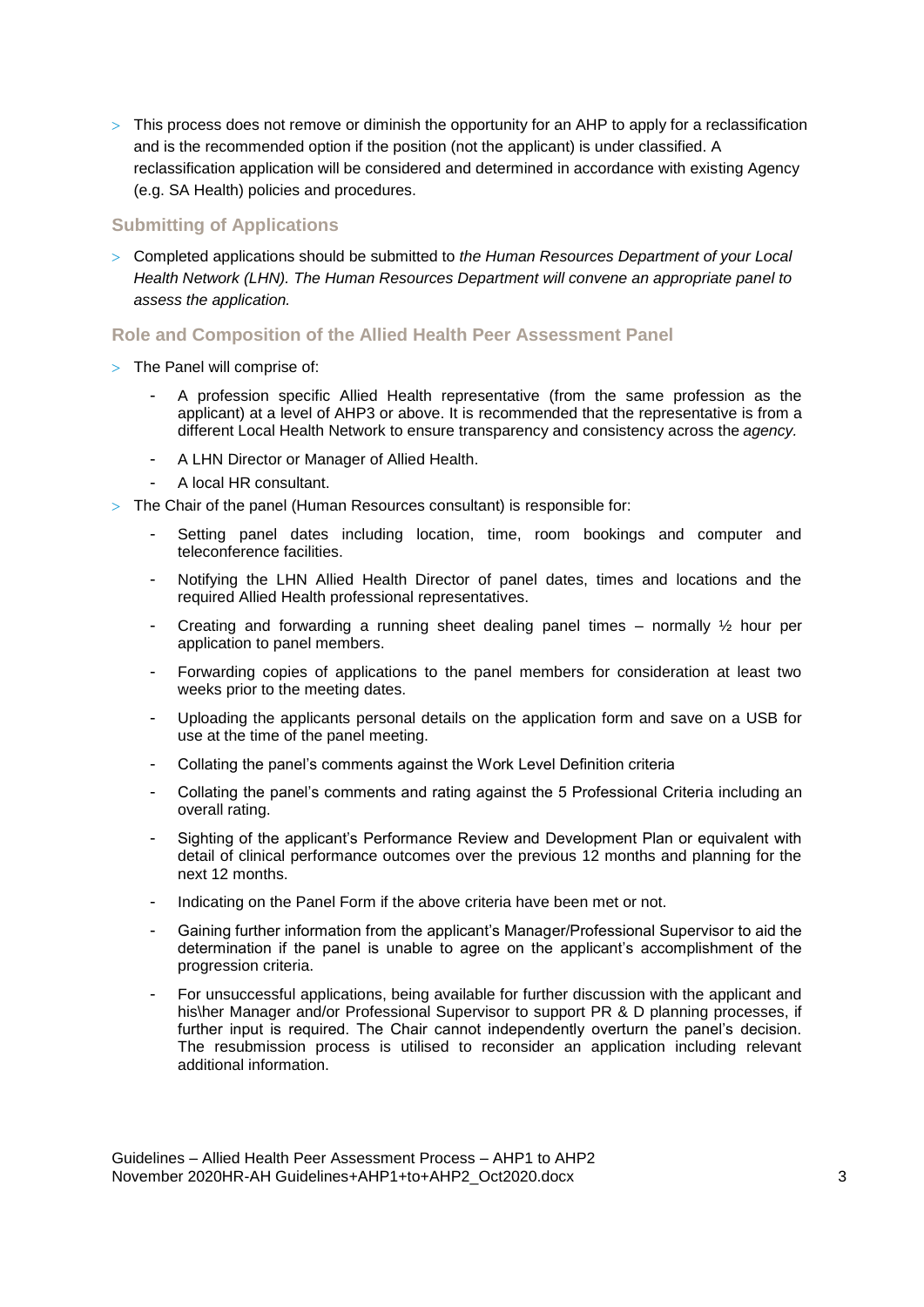- This process does not remove or diminish the opportunity for an AHP to apply for a reclassification and is the recommended option if the position (not the applicant) is under classified. A reclassification application will be considered and determined in accordance with existing Agency (e.g. SA Health) policies and procedures.

### Submitting of Applications

- Completed applications should be submitted to *the Human Resources Department of your Local Health Network (LHN). The Human Resources Department will convene an appropriate panel to assess the application.*

### Role and Composition of the Allied Health Peer Assessment Panel

- The Panel will comprise of:
  - A profession specific Allied Health representative (from the same profession as the applicant) at a level of AHP3 or above. It is recommended that the representative is from a different Local Health Network to ensure transparency and consistency across the *agency.*
  - A LHN Director or Manager of Allied Health.
  - A local HR consultant.
- The Chair of the panel (Human Resources consultant) is responsible for:
  - Setting panel dates including location, time, room bookings and computer and teleconference facilities.
  - Notifying the LHN Allied Health Director of panel dates, times and locations and the required Allied Health professional representatives.
  - Creating and forwarding a running sheet dealing panel times – normally ½ hour per application to panel members.
  - Forwarding copies of applications to the panel members for consideration at least two weeks prior to the meeting dates.
  - Uploading the applicants personal details on the application form and save on a USB for use at the time of the panel meeting.
  - Collating the panel's comments against the Work Level Definition criteria
  - Collating the panel's comments and rating against the 5 Professional Criteria including an overall rating.
  - Sighting of the applicant's Performance Review and Development Plan or equivalent with detail of clinical performance outcomes over the previous 12 months and planning for the next 12 months.
  - Indicating on the Panel Form if the above criteria have been met or not.
  - Gaining further information from the applicant's Manager/Professional Supervisor to aid the determination if the panel is unable to agree on the applicant's accomplishment of the progression criteria.
  - For unsuccessful applications, being available for further discussion with the applicant and his\her Manager and/or Professional Supervisor to support PR & D planning processes, if further input is required. The Chair cannot independently overturn the panel's decision. The resubmission process is utilised to reconsider an application including relevant additional information.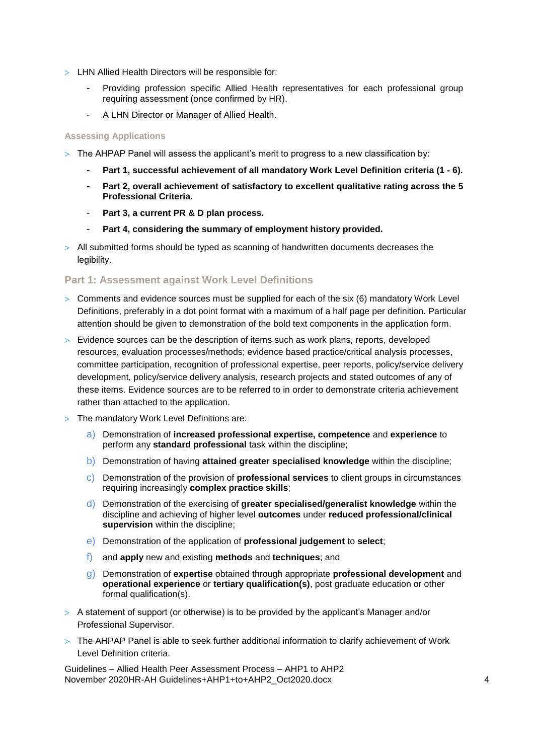- LHN Allied Health Directors will be responsible for:
  - Providing profession specific Allied Health representatives for each professional group requiring assessment (once confirmed by HR).
  - A LHN Director or Manager of Allied Health.

### Assessing Applications

- The AHPAP Panel will assess the applicant's merit to progress to a new classification by:
  - **Part 1, successful achievement of all mandatory Work Level Definition criteria (1 - 6).**
  - **Part 2, overall achievement of satisfactory to excellent qualitative rating across the 5 Professional Criteria.**
  - **Part 3, a current PR & D plan process.**
  - **Part 4, considering the summary of employment history provided.**
- All submitted forms should be typed as scanning of handwritten documents decreases the legibility.

## Part 1: Assessment against Work Level Definitions

- Comments and evidence sources must be supplied for each of the six (6) mandatory Work Level Definitions, preferably in a dot point format with a maximum of a half page per definition. Particular attention should be given to demonstration of the bold text components in the application form.
- Evidence sources can be the description of items such as work plans, reports, developed resources, evaluation processes/methods; evidence based practice/critical analysis processes, committee participation, recognition of professional expertise, peer reports, policy/service delivery development, policy/service delivery analysis, research projects and stated outcomes of any of these items. Evidence sources are to be referred to in order to demonstrate criteria achievement rather than attached to the application.
- The mandatory Work Level Definitions are:
  a) Demonstration of **increased professional expertise, competence** and **experience** to perform any **standard professional** task within the discipline;
  b) Demonstration of having **attained greater specialised knowledge** within the discipline;
  c) Demonstration of the provision of **professional services** to client groups in circumstances requiring increasingly **complex practice skills**;
  d) Demonstration of the exercising of **greater specialised/generalist knowledge** within the discipline and achieving of higher level **outcomes** under **reduced professional/clinical supervision** within the discipline;
  e) Demonstration of the application of **professional judgement** to **select**;
  f) and **apply** new and existing **methods** and **techniques**; and
  g) Demonstration of **expertise** obtained through appropriate **professional development** and **operational experience** or **tertiary qualification(s)**, post graduate education or other formal qualification(s).
- A statement of support (or otherwise) is to be provided by the applicant's Manager and/or Professional Supervisor.
- The AHPAP Panel is able to seek further additional information to clarify achievement of Work Level Definition criteria.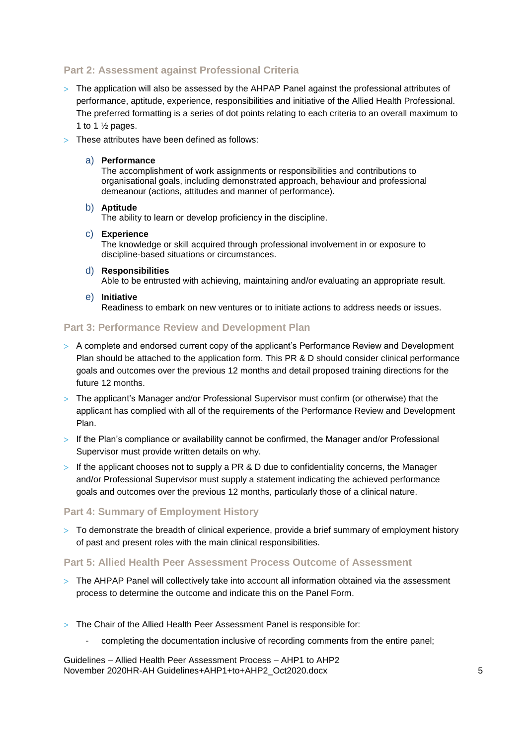## Part 2: Assessment against Professional Criteria

- The application will also be assessed by the AHPAP Panel against the professional attributes of performance, aptitude, experience, responsibilities and initiative of the Allied Health Professional. The preferred formatting is a series of dot points relating to each criteria to an overall maximum to 1 to 1 ½ pages.
- These attributes have been defined as follows:

  a) **Performance**
  The accomplishment of work assignments or responsibilities and contributions to organisational goals, including demonstrated approach, behaviour and professional demeanour (actions, attitudes and manner of performance).

  b) **Aptitude**
  The ability to learn or develop proficiency in the discipline.

  c) **Experience**
  The knowledge or skill acquired through professional involvement in or exposure to discipline-based situations or circumstances.

  d) **Responsibilities**
  Able to be entrusted with achieving, maintaining and/or evaluating an appropriate result.

  e) **Initiative**
  Readiness to embark on new ventures or to initiate actions to address needs or issues.

## Part 3: Performance Review and Development Plan

- A complete and endorsed current copy of the applicant's Performance Review and Development Plan should be attached to the application form. This PR & D should consider clinical performance goals and outcomes over the previous 12 months and detail proposed training directions for the future 12 months.
- The applicant's Manager and/or Professional Supervisor must confirm (or otherwise) that the applicant has complied with all of the requirements of the Performance Review and Development Plan.
- If the Plan's compliance or availability cannot be confirmed, the Manager and/or Professional Supervisor must provide written details on why.
- If the applicant chooses not to supply a PR & D due to confidentiality concerns, the Manager and/or Professional Supervisor must supply a statement indicating the achieved performance goals and outcomes over the previous 12 months, particularly those of a clinical nature.

## Part 4: Summary of Employment History

- To demonstrate the breadth of clinical experience, provide a brief summary of employment history of past and present roles with the main clinical responsibilities.

## Part 5: Allied Health Peer Assessment Process Outcome of Assessment

- The AHPAP Panel will collectively take into account all information obtained via the assessment process to determine the outcome and indicate this on the Panel Form.

- The Chair of the Allied Health Peer Assessment Panel is responsible for:
  - completing the documentation inclusive of recording comments from the entire panel;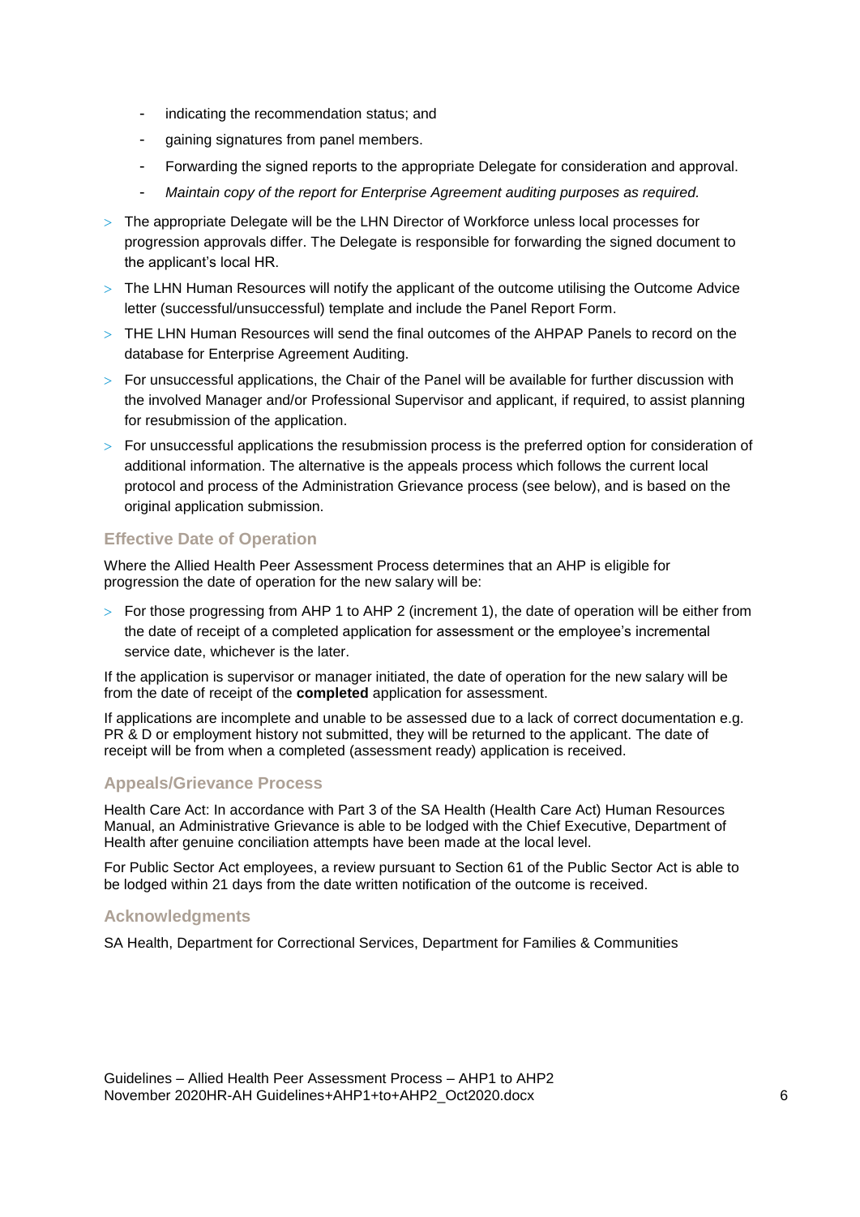- indicating the recommendation status; and
- gaining signatures from panel members.
- Forwarding the signed reports to the appropriate Delegate for consideration and approval.
- *Maintain copy of the report for Enterprise Agreement auditing purposes as required.*

> The appropriate Delegate will be the LHN Director of Workforce unless local processes for progression approvals differ. The Delegate is responsible for forwarding the signed document to the applicant's local HR.

> The LHN Human Resources will notify the applicant of the outcome utilising the Outcome Advice letter (successful/unsuccessful) template and include the Panel Report Form.

> THE LHN Human Resources will send the final outcomes of the AHPAP Panels to record on the database for Enterprise Agreement Auditing.

> For unsuccessful applications, the Chair of the Panel will be available for further discussion with the involved Manager and/or Professional Supervisor and applicant, if required, to assist planning for resubmission of the application.

> For unsuccessful applications the resubmission process is the preferred option for consideration of additional information. The alternative is the appeals process which follows the current local protocol and process of the Administration Grievance process (see below), and is based on the original application submission.

## Effective Date of Operation

Where the Allied Health Peer Assessment Process determines that an AHP is eligible for progression the date of operation for the new salary will be:

> For those progressing from AHP 1 to AHP 2 (increment 1), the date of operation will be either from the date of receipt of a completed application for assessment or the employee's incremental service date, whichever is the later.

If the application is supervisor or manager initiated, the date of operation for the new salary will be from the date of receipt of the **completed** application for assessment.

If applications are incomplete and unable to be assessed due to a lack of correct documentation e.g. PR & D or employment history not submitted, they will be returned to the applicant. The date of receipt will be from when a completed (assessment ready) application is received.

## Appeals/Grievance Process

Health Care Act: In accordance with Part 3 of the SA Health (Health Care Act) Human Resources Manual, an Administrative Grievance is able to be lodged with the Chief Executive, Department of Health after genuine conciliation attempts have been made at the local level.

For Public Sector Act employees, a review pursuant to Section 61 of the Public Sector Act is able to be lodged within 21 days from the date written notification of the outcome is received.

## Acknowledgments

SA Health, Department for Correctional Services, Department for Families & Communities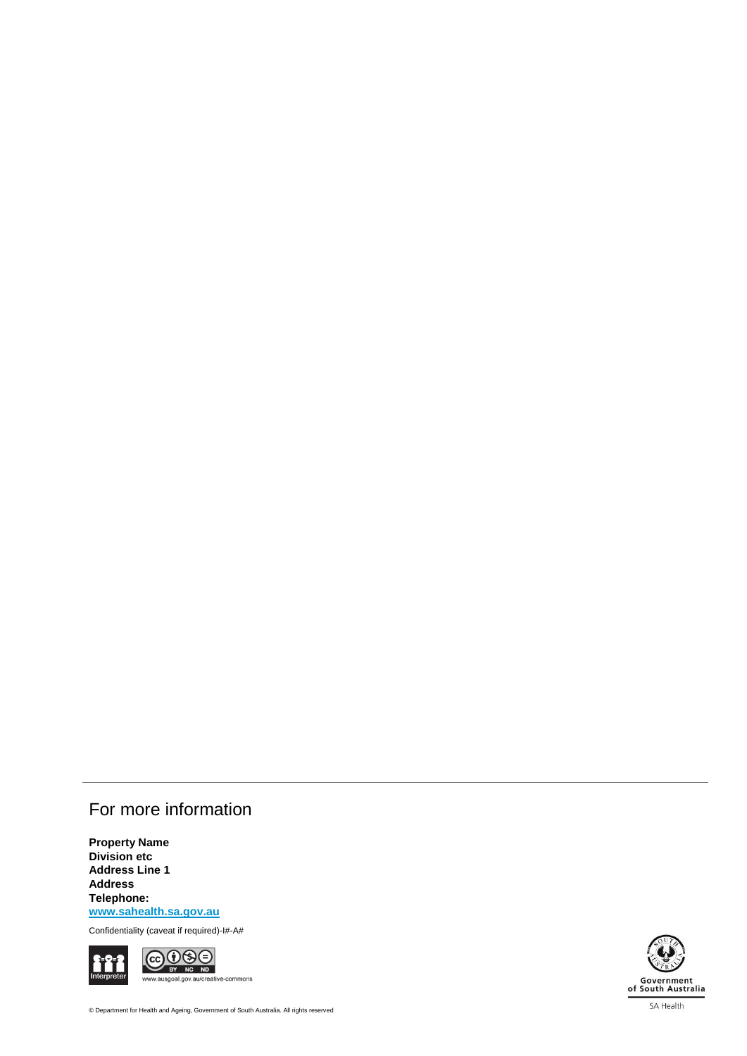## For more information

**Property Name**
**Division etc**
**Address Line 1**
**Address**
**Telephone:**
**[www.sahealth.sa.gov.au](http://www.sahealth.sa.gov.au)**

Confidentiality (caveat if required)-I#-A#

www.ausgoal.gov.au/creative-commons

© Department for Health and Ageing, Government of South Australia. All rights reserved

Government of South Australia

SA Health